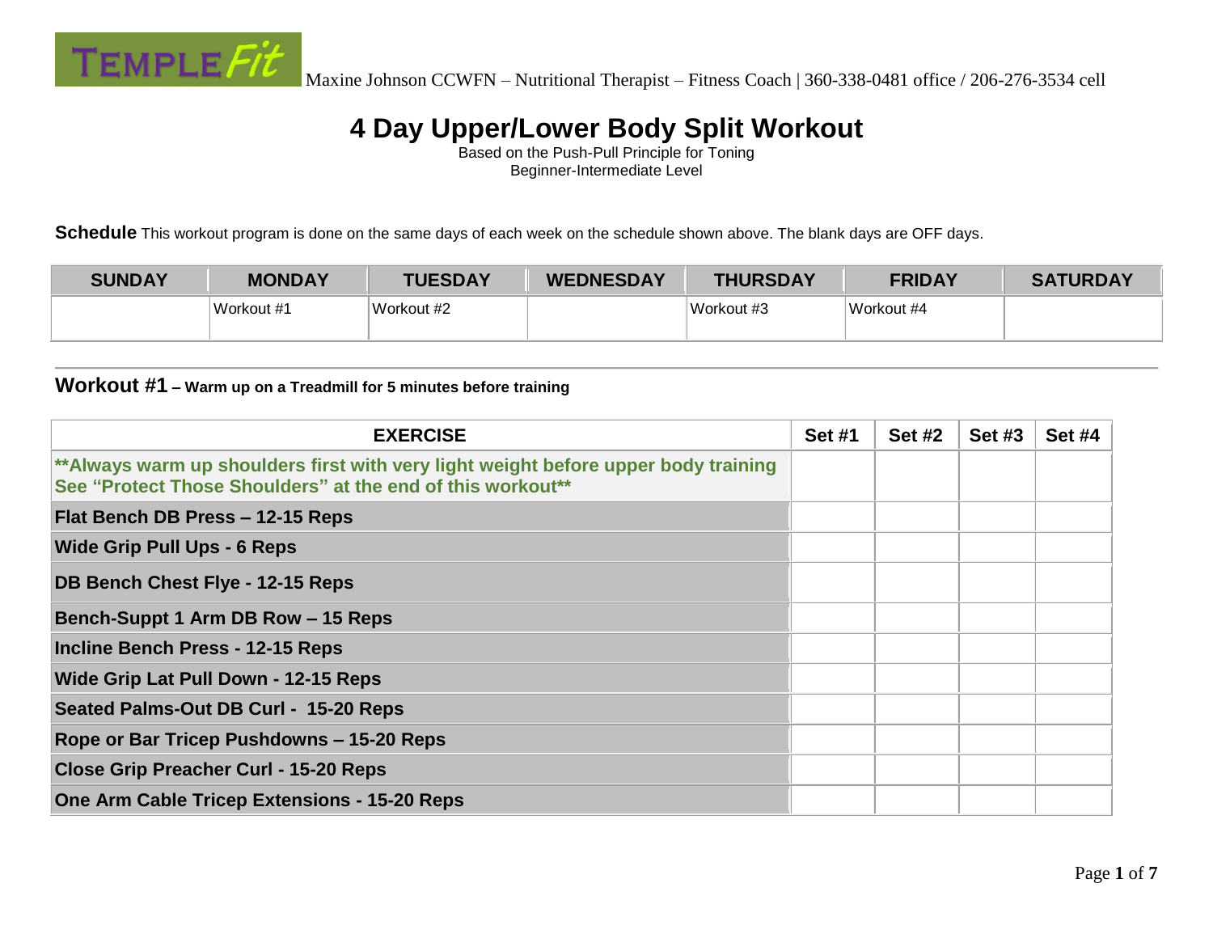TEMPLE Fit Maxine Johnson CCWFN – Nutritional Therapist – Fitness Coach | 360-338-0481 office / 206-276-3534 cell

# 4 Day Upper/Lower Body Split Workout

Based on the Push-Pull Principle for Toning
Beginner-Intermediate Level

**Schedule** This workout program is done on the same days of each week on the schedule shown above. The blank days are OFF days.

| SUNDAY | MONDAY | TUESDAY | WEDNESDAY | THURSDAY | FRIDAY | SATURDAY |
|---|---|---|---|---|---|---|
| | Workout #1 | Workout #2 | | Workout #3 | Workout #4 | |

## Workout #1 – Warm up on a Treadmill for 5 minutes before training

| EXERCISE | Set #1 | Set #2 | Set #3 | Set #4 |
|---|---|---|---|---|
| **Always warm up shoulders first with very light weight before upper body training See "Protect Those Shoulders" at the end of this workout** | | | | |
| **Flat Bench DB Press – 12-15 Reps** | | | | |
| **Wide Grip Pull Ups - 6 Reps** | | | | |
| **DB Bench Chest Flye - 12-15 Reps** | | | | |
| **Bench-Suppt 1 Arm DB Row – 15 Reps** | | | | |
| **Incline Bench Press - 12-15 Reps** | | | | |
| **Wide Grip Lat Pull Down - 12-15 Reps** | | | | |
| **Seated Palms-Out DB Curl - 15-20 Reps** | | | | |
| **Rope or Bar Tricep Pushdowns – 15-20 Reps** | | | | |
| **Close Grip Preacher Curl - 15-20 Reps** | | | | |
| **One Arm Cable Tricep Extensions - 15-20 Reps** | | | | |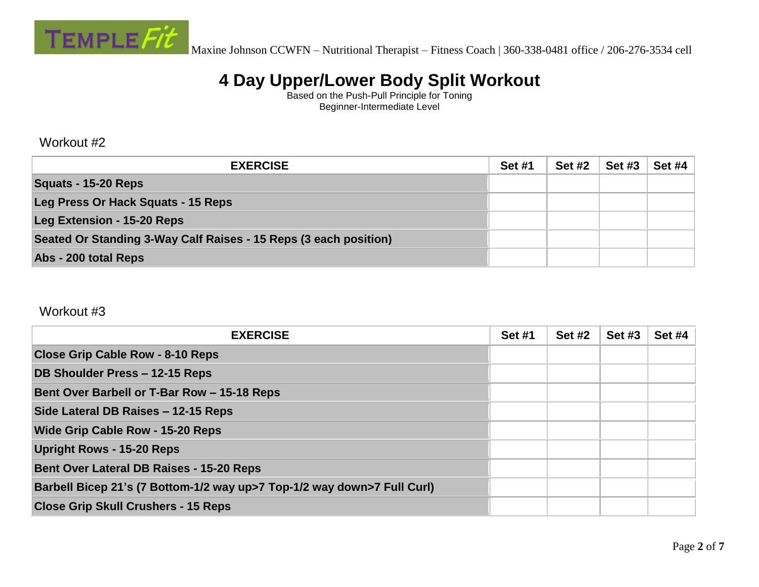Maxine Johnson CCWFN – Nutritional Therapist – Fitness Coach | 360-338-0481 office / 206-276-3534 cell

# 4 Day Upper/Lower Body Split Workout

Based on the Push-Pull Principle for Toning
Beginner-Intermediate Level

## Workout #2

| EXERCISE | Set #1 | Set #2 | Set #3 | Set #4 |
|---|---|---|---|---|
| **Squats - 15-20 Reps** | | | | |
| **Leg Press Or Hack Squats - 15 Reps** | | | | |
| **Leg Extension - 15-20 Reps** | | | | |
| **Seated Or Standing 3-Way Calf Raises - 15 Reps (3 each position)** | | | | |
| **Abs - 200 total Reps** | | | | |

## Workout #3

| EXERCISE | Set #1 | Set #2 | Set #3 | Set #4 |
|---|---|---|---|---|
| **Close Grip Cable Row - 8-10 Reps** | | | | |
| **DB Shoulder Press – 12-15 Reps** | | | | |
| **Bent Over Barbell or T-Bar Row – 15-18 Reps** | | | | |
| **Side Lateral DB Raises – 12-15 Reps** | | | | |
| **Wide Grip Cable Row - 15-20 Reps** | | | | |
| **Upright Rows - 15-20 Reps** | | | | |
| **Bent Over Lateral DB Raises - 15-20 Reps** | | | | |
| **Barbell Bicep 21's (7 Bottom-1/2 way up>7 Top-1/2 way down>7 Full Curl)** | | | | |
| **Close Grip Skull Crushers - 15 Reps** | | | | |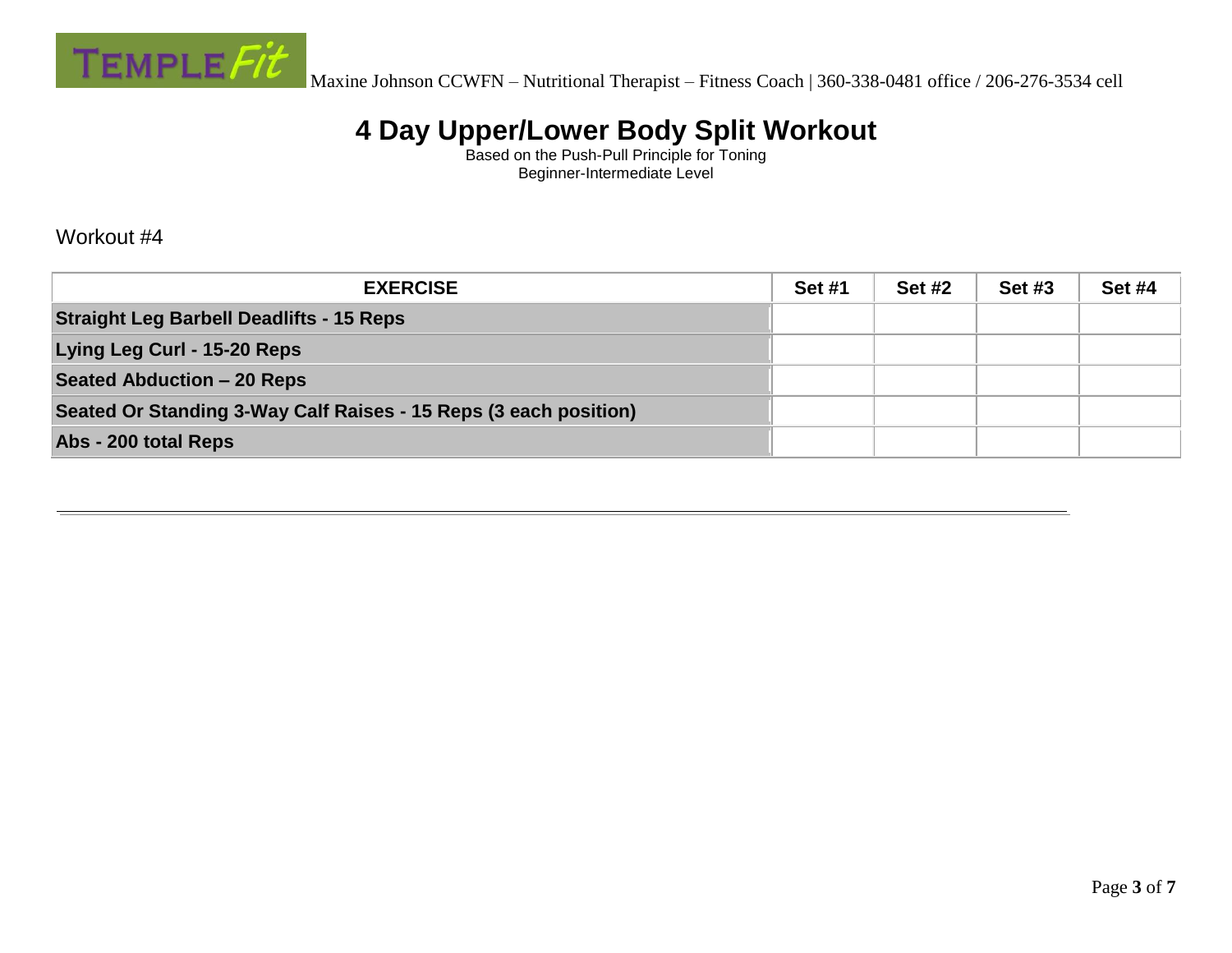# 4 Day Upper/Lower Body Split Workout

Based on the Push-Pull Principle for Toning
Beginner-Intermediate Level

Workout #4

| EXERCISE | Set #1 | Set #2 | Set #3 | Set #4 |
|---|---|---|---|---|
| **Straight Leg Barbell Deadlifts - 15 Reps** | | | | |
| **Lying Leg Curl - 15-20 Reps** | | | | |
| **Seated Abduction – 20 Reps** | | | | |
| **Seated Or Standing 3-Way Calf Raises - 15 Reps (3 each position)** | | | | |
| **Abs - 200 total Reps** | | | | |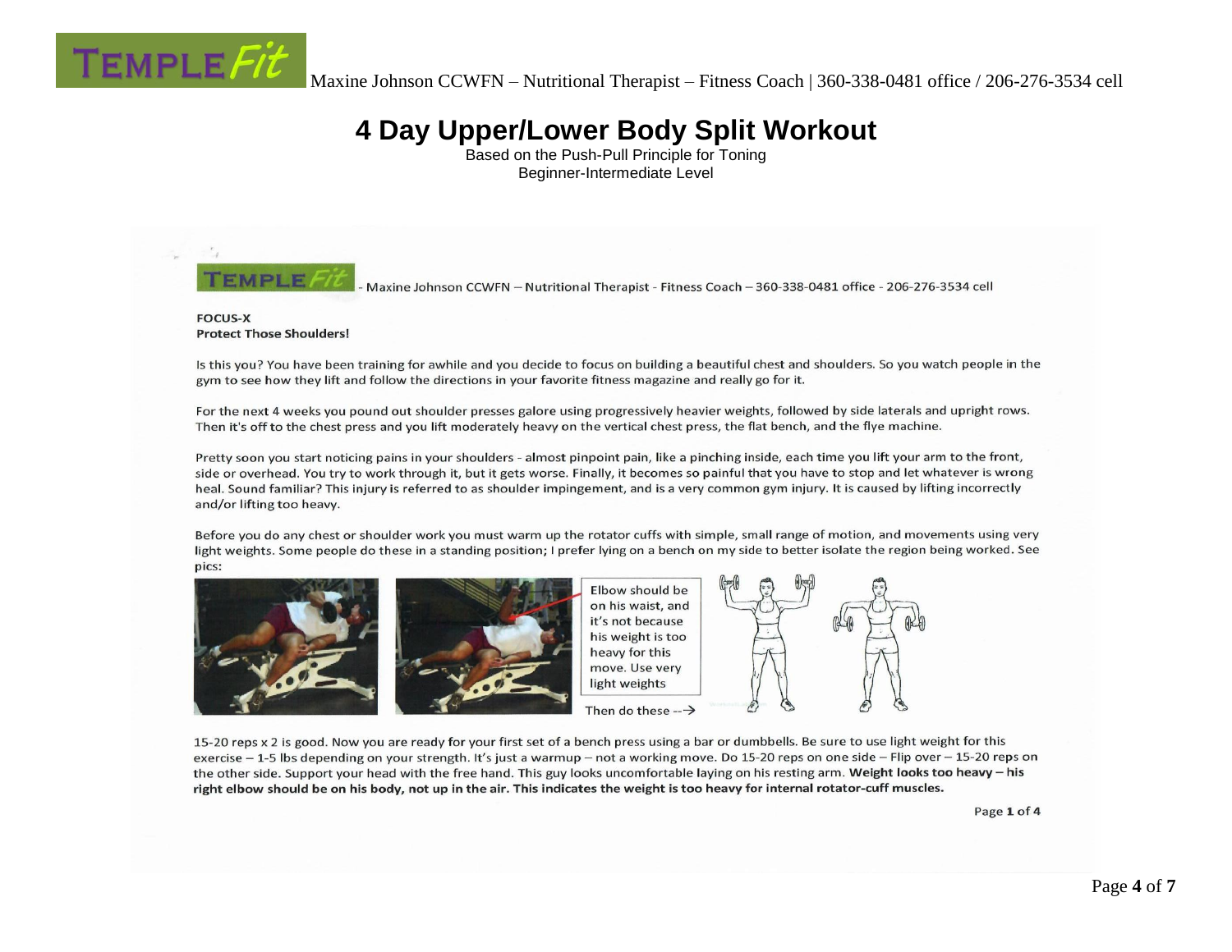Maxine Johnson CCWFN – Nutritional Therapist – Fitness Coach | 360-338-0481 office / 206-276-3534 cell

# 4 Day Upper/Lower Body Split Workout

Based on the Push-Pull Principle for Toning
Beginner-Intermediate Level

- Maxine Johnson CCWFN – Nutritional Therapist - Fitness Coach – 360-338-0481 office - 206-276-3534 cell

**FOCUS-X**
**Protect Those Shoulders!**

Is this you? You have been training for awhile and you decide to focus on building a beautiful chest and shoulders. So you watch people in the gym to see how they lift and follow the directions in your favorite fitness magazine and really go for it.

For the next 4 weeks you pound out shoulder presses galore using progressively heavier weights, followed by side laterals and upright rows. Then it's off to the chest press and you lift moderately heavy on the vertical chest press, the flat bench, and the flye machine.

Pretty soon you start noticing pains in your shoulders - almost pinpoint pain, like a pinching inside, each time you lift your arm to the front, side or overhead. You try to work through it, but it gets worse. Finally, it becomes so painful that you have to stop and let whatever is wrong heal. Sound familiar? This injury is referred to as shoulder impingement, and is a very common gym injury. It is caused by lifting incorrectly and/or lifting too heavy.

Before you do any chest or shoulder work you must warm up the rotator cuffs with simple, small range of motion, and movements using very light weights. Some people do these in a standing position; I prefer lying on a bench on my side to better isolate the region being worked. See pics:

Elbow should be on his waist, and it's not because his weight is too heavy for this move. Use very light weights

Then do these -->

15-20 reps x 2 is good. Now you are ready for your first set of a bench press using a bar or dumbbells. Be sure to use light weight for this exercise – 1-5 lbs depending on your strength. It's just a warmup – not a working move. Do 15-20 reps on one side – Flip over – 15-20 reps on the other side. Support your head with the free hand. This guy looks uncomfortable laying on his resting arm. **Weight looks too heavy – his right elbow should be on his body, not up in the air. This indicates the weight is too heavy for internal rotator-cuff muscles.**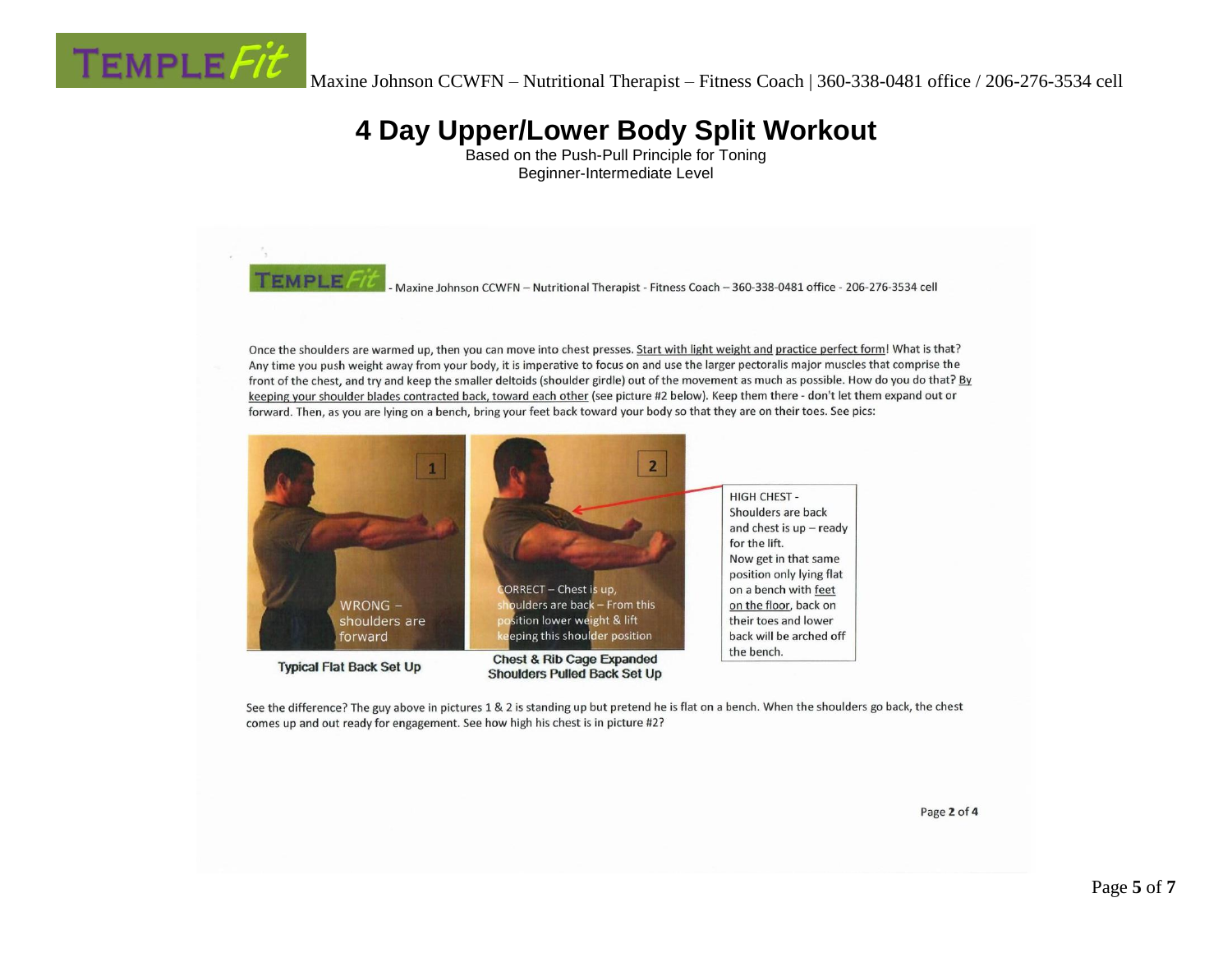# 4 Day Upper/Lower Body Split Workout

Based on the Push-Pull Principle for Toning
Beginner-Intermediate Level

Once the shoulders are warmed up, then you can move into chest presses. Start with light weight and practice perfect form! What is that? Any time you push weight away from your body, it is imperative to focus on and use the larger pectoralis major muscles that comprise the front of the chest, and try and keep the smaller deltoids (shoulder girdle) out of the movement as much as possible. How do you do that? By keeping your shoulder blades contracted back, toward each other (see picture #2 below). Keep them there - don't let them expand out or forward. Then, as you are lying on a bench, bring your feet back toward your body so that they are on their toes. See pics:

1 — WRONG – shoulders are forward

Typical Flat Back Set Up

2 — CORRECT – Chest is up, shoulders are back – From this position lower weight & lift keeping this shoulder position

Chest & Rib Cage Expanded Shoulders Pulled Back Set Up

HIGH CHEST - Shoulders are back and chest is up – ready for the lift. Now get in that same position only lying flat on a bench with feet on the floor, back on their toes and lower back will be arched off the bench.

See the difference? The guy above in pictures 1 & 2 is standing up but pretend he is flat on a bench. When the shoulders go back, the chest comes up and out ready for engagement. See how high his chest is in picture #2?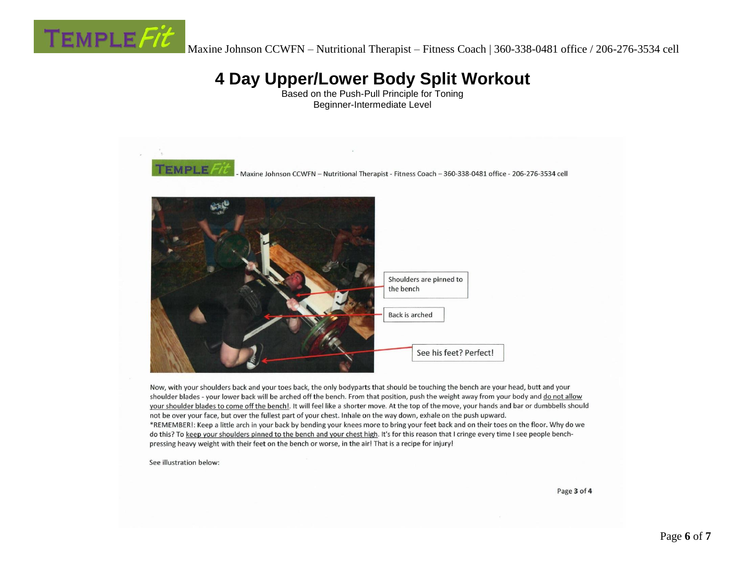# 4 Day Upper/Lower Body Split Workout

Based on the Push-Pull Principle for Toning
Beginner-Intermediate Level

- Maxine Johnson CCWFN – Nutritional Therapist - Fitness Coach – 360-338-0481 office - 206-276-3534 cell

Shoulders are pinned to the bench

Back is arched

See his feet? Perfect!

Now, with your shoulders back and your toes back, the only bodyparts that should be touching the bench are your head, butt and your shoulder blades - your lower back will be arched off the bench. From that position, push the weight away from your body and do not allow your shoulder blades to come off the bench!. It will feel like a shorter move. At the top of the move, your hands and bar or dumbbells should not be over your face, but over the fullest part of your chest. Inhale on the way down, exhale on the push upward.

*REMEMBER!: Keep a little arch in your back by bending your knees more to bring your feet back and on their toes on the floor. Why do we do this? To keep your shoulders pinned to the bench and your chest high. It's for this reason that I cringe every time I see people bench-pressing heavy weight with their feet on the bench or worse, in the air! That is a recipe for injury!

See illustration below:

Page 3 of 4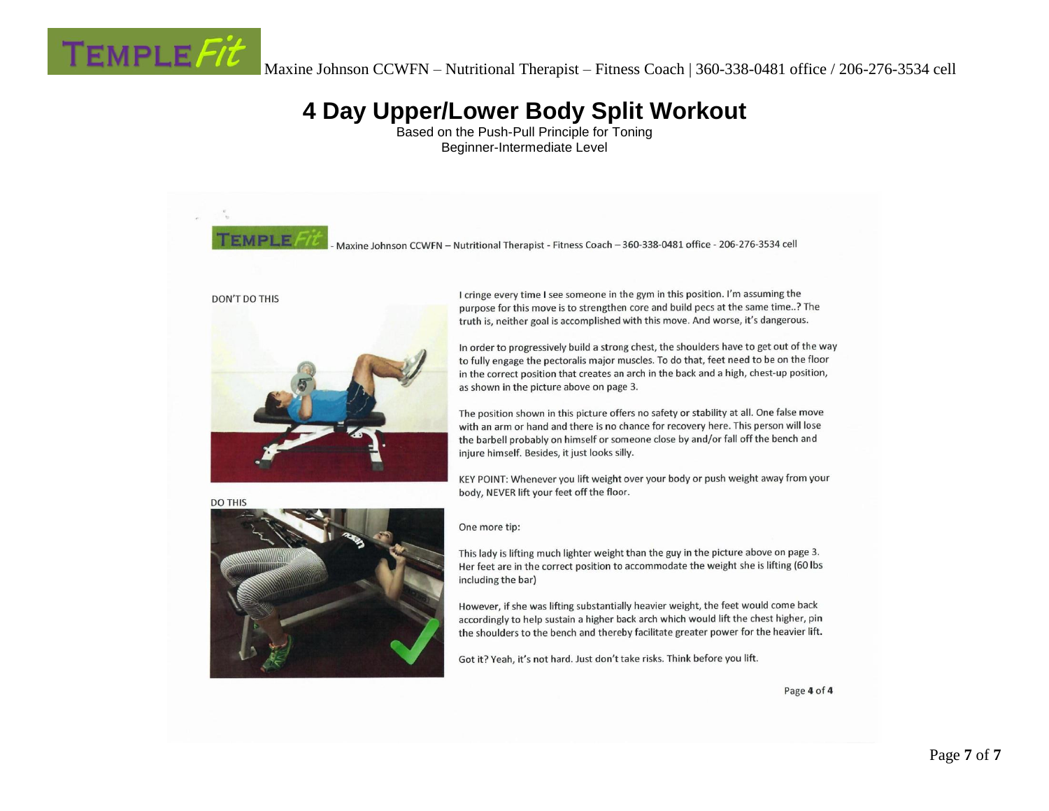# 4 Day Upper/Lower Body Split Workout

Based on the Push-Pull Principle for Toning
Beginner-Intermediate Level

TEMPLE Fit - Maxine Johnson CCWFN – Nutritional Therapist - Fitness Coach – 360-338-0481 office - 206-276-3534 cell

DON'T DO THIS

I cringe every time I see someone in the gym in this position. I'm assuming the purpose for this move is to strengthen core and build pecs at the same time..? The truth is, neither goal is accomplished with this move. And worse, it's dangerous.

In order to progressively build a strong chest, the shoulders have to get out of the way to fully engage the pectoralis major muscles. To do that, feet need to be on the floor in the correct position that creates an arch in the back and a high, chest-up position, as shown in the picture above on page 3.

The position shown in this picture offers no safety or stability at all. One false move with an arm or hand and there is no chance for recovery here. This person will lose the barbell probably on himself or someone close by and/or fall off the bench and injure himself. Besides, it just looks silly.

KEY POINT: Whenever you lift weight over your body or push weight away from your body, NEVER lift your feet off the floor.

DO THIS

One more tip:

This lady is lifting much lighter weight than the guy in the picture above on page 3. Her feet are in the correct position to accommodate the weight she is lifting (60 lbs including the bar)

However, if she was lifting substantially heavier weight, the feet would come back accordingly to help sustain a higher back arch which would lift the chest higher, pin the shoulders to the bench and thereby facilitate greater power for the heavier lift.

Got it? Yeah, it's not hard. Just don't take risks. Think before you lift.